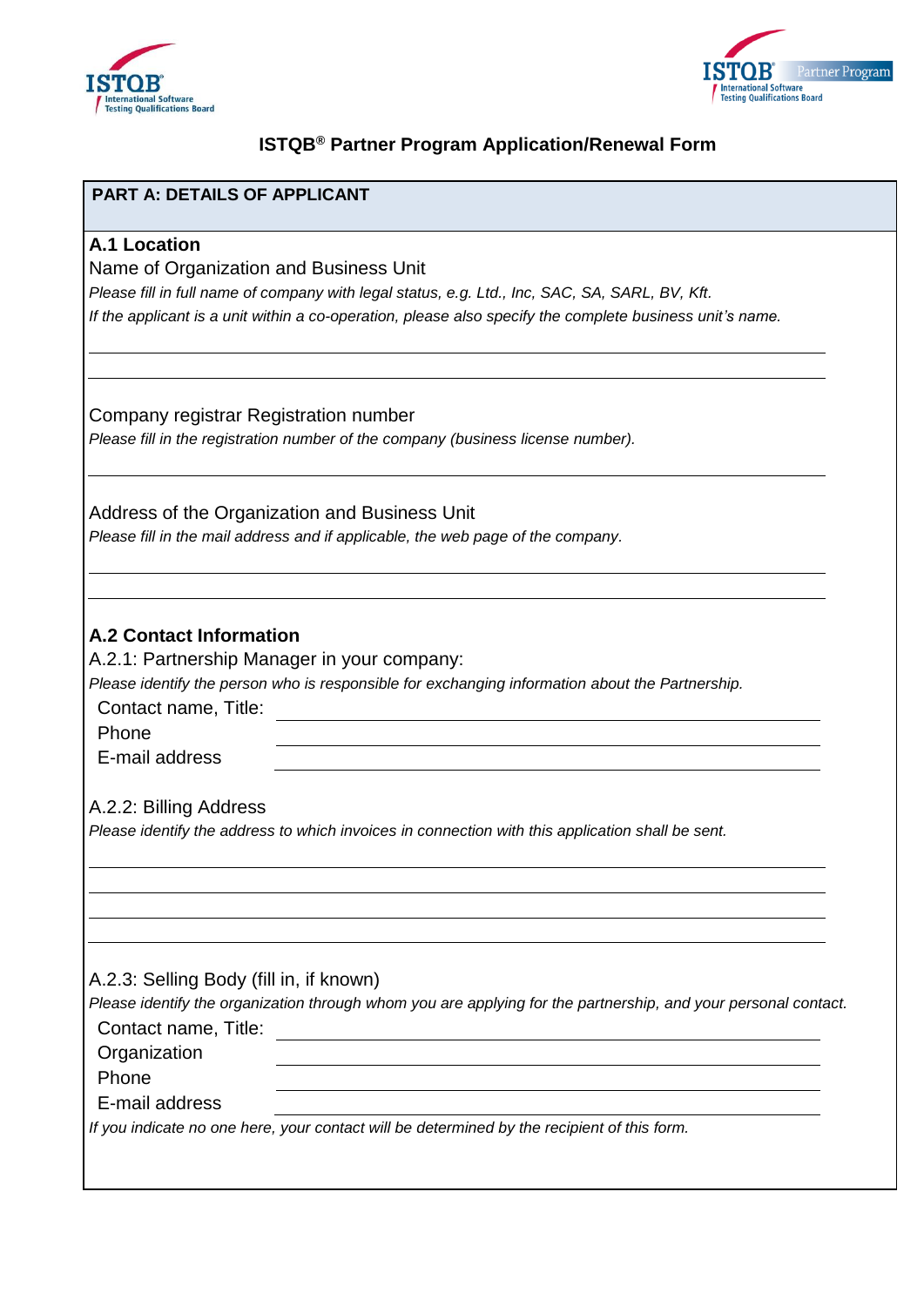# ISTQB® Partner Program Application/Renewal Form

## PART A: DETAILS OF APPLICANT

### A.1 Location

Name of Organization and Business Unit

*Please fill in full name of company with legal status, e.g. Ltd., Inc, SAC, SA, SARL, BV, Kft.*

*If the applicant is a unit within a co-operation, please also specify the complete business unit's name.*

\_\_\_\_\_\_\_\_\_\_\_\_\_\_\_\_\_\_\_\_\_\_\_\_\_\_\_\_\_\_\_\_\_\_\_\_\_\_\_\_\_\_\_\_\_\_\_\_\_\_\_\_\_\_\_\_\_\_\_\_

\_\_\_\_\_\_\_\_\_\_\_\_\_\_\_\_\_\_\_\_\_\_\_\_\_\_\_\_\_\_\_\_\_\_\_\_\_\_\_\_\_\_\_\_\_\_\_\_\_\_\_\_\_\_\_\_\_\_\_\_

Company registrar Registration number

*Please fill in the registration number of the company (business license number).*

\_\_\_\_\_\_\_\_\_\_\_\_\_\_\_\_\_\_\_\_\_\_\_\_\_\_\_\_\_\_\_\_\_\_\_\_\_\_\_\_\_\_\_\_\_\_\_\_\_\_\_\_\_\_\_\_\_\_\_\_

Address of the Organization and Business Unit

*Please fill in the mail address and if applicable, the web page of the company.*

\_\_\_\_\_\_\_\_\_\_\_\_\_\_\_\_\_\_\_\_\_\_\_\_\_\_\_\_\_\_\_\_\_\_\_\_\_\_\_\_\_\_\_\_\_\_\_\_\_\_\_\_\_\_\_\_\_\_\_\_

\_\_\_\_\_\_\_\_\_\_\_\_\_\_\_\_\_\_\_\_\_\_\_\_\_\_\_\_\_\_\_\_\_\_\_\_\_\_\_\_\_\_\_\_\_\_\_\_\_\_\_\_\_\_\_\_\_\_\_\_

### A.2 Contact Information

A.2.1: Partnership Manager in your company:

*Please identify the person who is responsible for exchanging information about the Partnership.*

Contact name, Title: \_\_\_\_\_\_\_\_\_\_\_\_\_\_\_\_\_\_\_\_\_\_\_\_\_\_\_\_\_\_\_\_\_\_\_\_\_\_\_\_

Phone \_\_\_\_\_\_\_\_\_\_\_\_\_\_\_\_\_\_\_\_\_\_\_\_\_\_\_\_\_\_\_\_\_\_\_\_\_\_\_\_

E-mail address \_\_\_\_\_\_\_\_\_\_\_\_\_\_\_\_\_\_\_\_\_\_\_\_\_\_\_\_\_\_\_\_\_\_\_\_\_\_\_\_

A.2.2: Billing Address

*Please identify the address to which invoices in connection with this application shall be sent.*

\_\_\_\_\_\_\_\_\_\_\_\_\_\_\_\_\_\_\_\_\_\_\_\_\_\_\_\_\_\_\_\_\_\_\_\_\_\_\_\_\_\_\_\_\_\_\_\_\_\_\_\_\_\_\_\_\_\_\_\_

\_\_\_\_\_\_\_\_\_\_\_\_\_\_\_\_\_\_\_\_\_\_\_\_\_\_\_\_\_\_\_\_\_\_\_\_\_\_\_\_\_\_\_\_\_\_\_\_\_\_\_\_\_\_\_\_\_\_\_\_

\_\_\_\_\_\_\_\_\_\_\_\_\_\_\_\_\_\_\_\_\_\_\_\_\_\_\_\_\_\_\_\_\_\_\_\_\_\_\_\_\_\_\_\_\_\_\_\_\_\_\_\_\_\_\_\_\_\_\_\_

\_\_\_\_\_\_\_\_\_\_\_\_\_\_\_\_\_\_\_\_\_\_\_\_\_\_\_\_\_\_\_\_\_\_\_\_\_\_\_\_\_\_\_\_\_\_\_\_\_\_\_\_\_\_\_\_\_\_\_\_

A.2.3: Selling Body (fill in, if known)

*Please identify the organization through whom you are applying for the partnership, and your personal contact.*

Contact name, Title: \_\_\_\_\_\_\_\_\_\_\_\_\_\_\_\_\_\_\_\_\_\_\_\_\_\_\_\_\_\_\_\_\_\_\_\_\_\_\_\_

Organization \_\_\_\_\_\_\_\_\_\_\_\_\_\_\_\_\_\_\_\_\_\_\_\_\_\_\_\_\_\_\_\_\_\_\_\_\_\_\_\_

Phone \_\_\_\_\_\_\_\_\_\_\_\_\_\_\_\_\_\_\_\_\_\_\_\_\_\_\_\_\_\_\_\_\_\_\_\_\_\_\_\_

E-mail address \_\_\_\_\_\_\_\_\_\_\_\_\_\_\_\_\_\_\_\_\_\_\_\_\_\_\_\_\_\_\_\_\_\_\_\_\_\_\_\_

*If you indicate no one here, your contact will be determined by the recipient of this form.*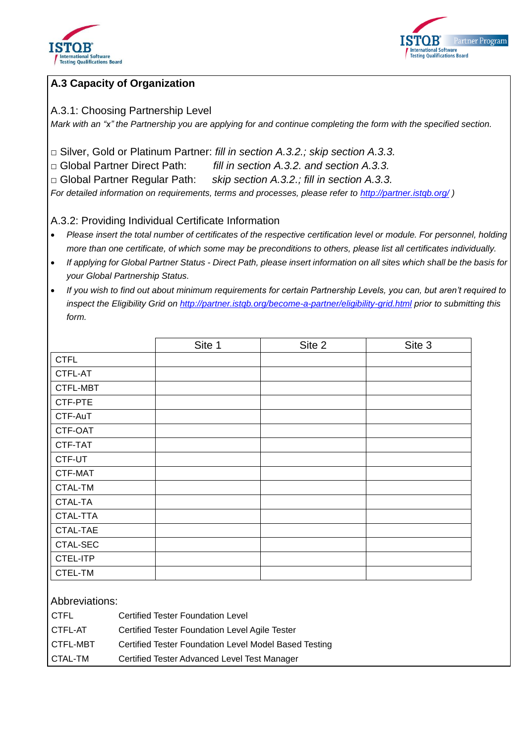## A.3 Capacity of Organization

### A.3.1: Choosing Partnership Level

*Mark with an "x" the Partnership you are applying for and continue completing the form with the specified section.*

□ Silver, Gold or Platinum Partner: *fill in section A.3.2.; skip section A.3.3.*
□ Global Partner Direct Path: *fill in section A.3.2. and section A.3.3.*
□ Global Partner Regular Path: *skip section A.3.2.; fill in section A.3.3.*

*For detailed information on requirements, terms and processes, please refer to [http://partner.istqb.org/](http://partner.istqb.org/) )*

### A.3.2: Providing Individual Certificate Information

- *Please insert the total number of certificates of the respective certification level or module. For personnel, holding more than one certificate, of which some may be preconditions to others, please list all certificates individually.*
- *If applying for Global Partner Status - Direct Path, please insert information on all sites which shall be the basis for your Global Partnership Status.*
- *If you wish to find out about minimum requirements for certain Partnership Levels, you can, but aren't required to inspect the Eligibility Grid on [http://partner.istqb.org/become-a-partner/eligibility-grid.html](http://partner.istqb.org/become-a-partner/eligibility-grid.html) prior to submitting this form.*

| | Site 1 | Site 2 | Site 3 |
|---|---|---|---|
| CTFL | | | |
| CTFL-AT | | | |
| CTFL-MBT | | | |
| CTF-PTE | | | |
| CTF-AuT | | | |
| CTF-OAT | | | |
| CTF-TAT | | | |
| CTF-UT | | | |
| CTF-MAT | | | |
| CTAL-TM | | | |
| CTAL-TA | | | |
| CTAL-TTA | | | |
| CTAL-TAE | | | |
| CTAL-SEC | | | |
| CTEL-ITP | | | |
| CTEL-TM | | | |

Abbreviations:

| | |
|---|---|
| CTFL | Certified Tester Foundation Level |
| CTFL-AT | Certified Tester Foundation Level Agile Tester |
| CTFL-MBT | Certified Tester Foundation Level Model Based Testing |
| CTAL-TM | Certified Tester Advanced Level Test Manager |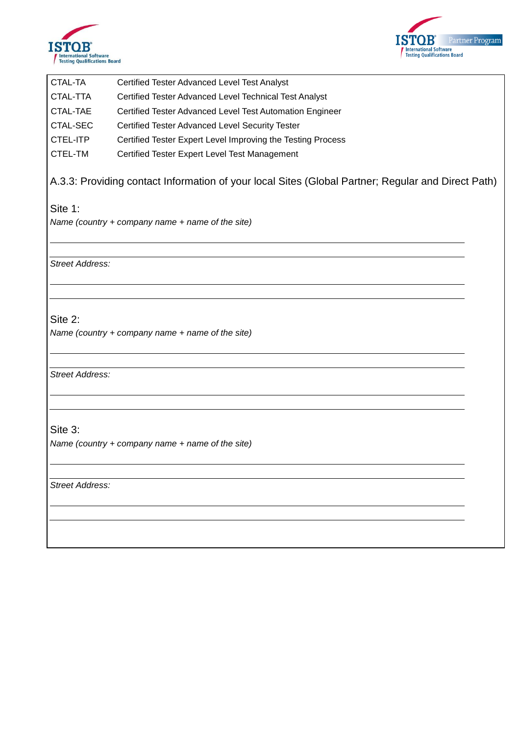| | |
|---|---|
| CTAL-TA | Certified Tester Advanced Level Test Analyst |
| CTAL-TTA | Certified Tester Advanced Level Technical Test Analyst |
| CTAL-TAE | Certified Tester Advanced Level Test Automation Engineer |
| CTAL-SEC | Certified Tester Advanced Level Security Tester |
| CTEL-ITP | Certified Tester Expert Level Improving the Testing Process |
| CTEL-TM | Certified Tester Expert Level Test Management |

A.3.3: Providing contact Information of your local Sites (Global Partner; Regular and Direct Path)

Site 1:

*Name (country + company name + name of the site)*

______________________________________________

______________________________________________

*Street Address:*

______________________________________________

______________________________________________

Site 2:

*Name (country + company name + name of the site)*

______________________________________________

______________________________________________

*Street Address:*

______________________________________________

______________________________________________

Site 3:

*Name (country + company name + name of the site)*

______________________________________________

______________________________________________

*Street Address:*

______________________________________________

______________________________________________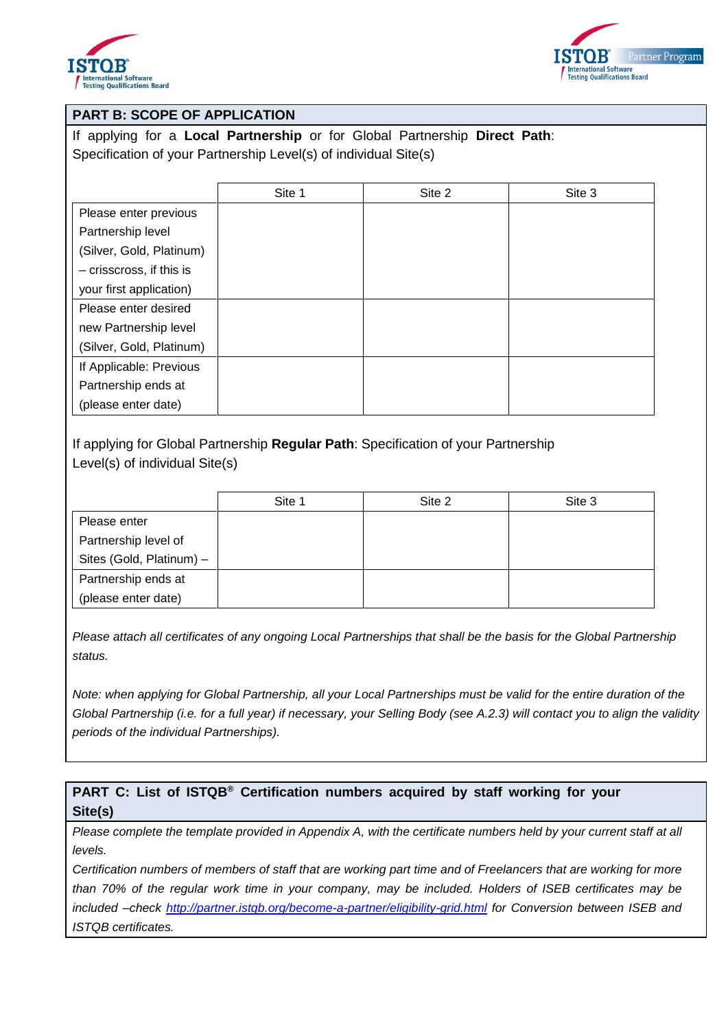## PART B: SCOPE OF APPLICATION

If applying for a **Local Partnership** or for Global Partnership **Direct Path**: Specification of your Partnership Level(s) of individual Site(s)

| | Site 1 | Site 2 | Site 3 |
|---|---|---|---|
| Please enter previous Partnership level (Silver, Gold, Platinum) – crisscross, if this is your first application) | | | |
| Please enter desired new Partnership level (Silver, Gold, Platinum) | | | |
| If Applicable: Previous Partnership ends at (please enter date) | | | |

If applying for Global Partnership **Regular Path**: Specification of your Partnership Level(s) of individual Site(s)

| | Site 1 | Site 2 | Site 3 |
|---|---|---|---|
| Please enter Partnership level of Sites (Gold, Platinum) – | | | |
| Partnership ends at (please enter date) | | | |

*Please attach all certificates of any ongoing Local Partnerships that shall be the basis for the Global Partnership status.*

*Note: when applying for Global Partnership, all your Local Partnerships must be valid for the entire duration of the Global Partnership (i.e. for a full year) if necessary, your Selling Body (see A.2.3) will contact you to align the validity periods of the individual Partnerships).*

## PART C: List of ISTQB® Certification numbers acquired by staff working for your Site(s)

*Please complete the template provided in Appendix A, with the certificate numbers held by your current staff at all levels.*

*Certification numbers of members of staff that are working part time and of Freelancers that are working for more than 70% of the regular work time in your company, may be included. Holders of ISEB certificates may be included –check [http://partner.istqb.org/become-a-partner/eligibility-grid.html](http://partner.istqb.org/become-a-partner/eligibility-grid.html) for Conversion between ISEB and ISTQB certificates.*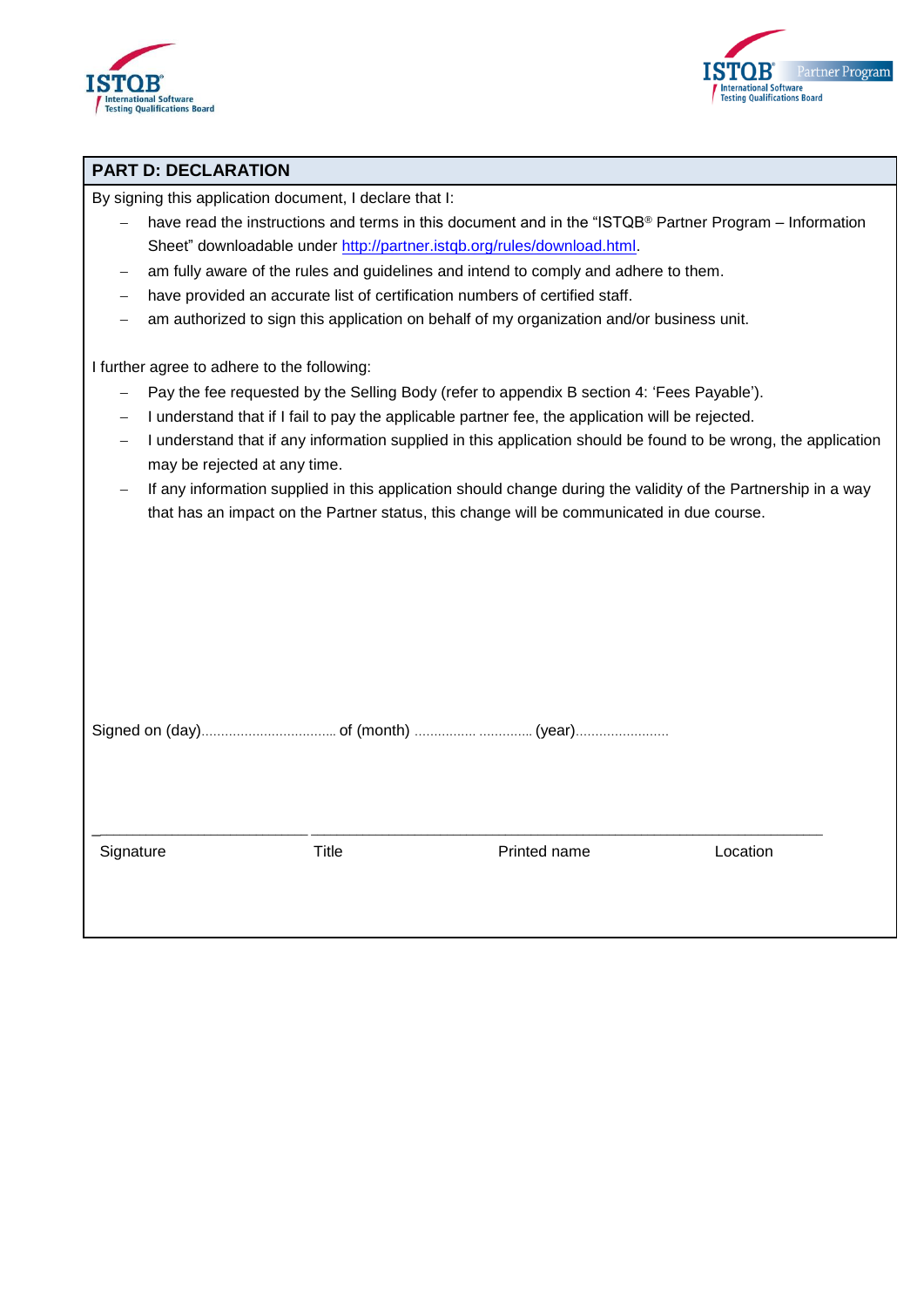## PART D: DECLARATION

By signing this application document, I declare that I:

- have read the instructions and terms in this document and in the "ISTQB® Partner Program – Information Sheet" downloadable under http://partner.istqb.org/rules/download.html.
- am fully aware of the rules and guidelines and intend to comply and adhere to them.
- have provided an accurate list of certification numbers of certified staff.
- am authorized to sign this application on behalf of my organization and/or business unit.

I further agree to adhere to the following:

- Pay the fee requested by the Selling Body (refer to appendix B section 4: 'Fees Payable').
- I understand that if I fail to pay the applicable partner fee, the application will be rejected.
- I understand that if any information supplied in this application should be found to be wrong, the application may be rejected at any time.
- If any information supplied in this application should change during the validity of the Partnership in a way that has an impact on the Partner status, this change will be communicated in due course.

Signed on (day)................................... of (month) ............... ............. (year)........................

Signature Title Printed name Location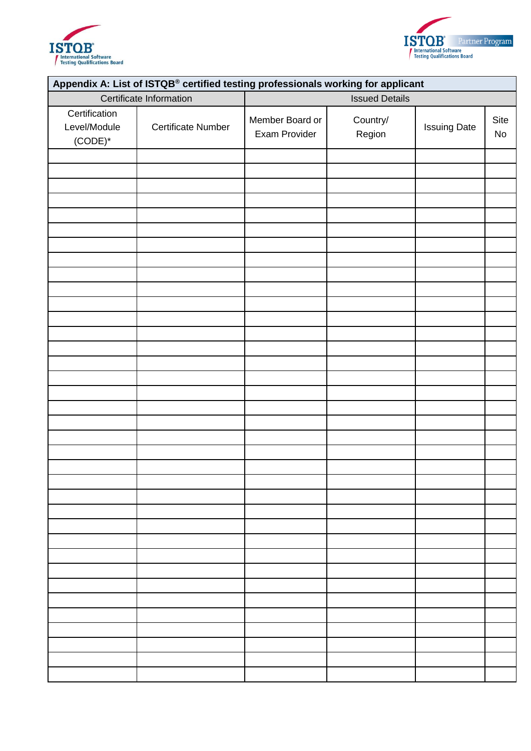| Appendix A: List of ISTQB® certified testing professionals working for applicant | | | | | |
|---|---|---|---|---|---|
| Certificate Information | | Issued Details | | | |
| Certification Level/Module (CODE)* | Certificate Number | Member Board or Exam Provider | Country/ Region | Issuing Date | Site No |
| | | | | | |
| | | | | | |
| | | | | | |
| | | | | | |
| | | | | | |
| | | | | | |
| | | | | | |
| | | | | | |
| | | | | | |
| | | | | | |
| | | | | | |
| | | | | | |
| | | | | | |
| | | | | | |
| | | | | | |
| | | | | | |
| | | | | | |
| | | | | | |
| | | | | | |
| | | | | | |
| | | | | | |
| | | | | | |
| | | | | | |
| | | | | | |
| | | | | | |
| | | | | | |
| | | | | | |
| | | | | | |
| | | | | | |
| | | | | | |
| | | | | | |
| | | | | | |
| | | | | | |
| | | | | | |
| | | | | | |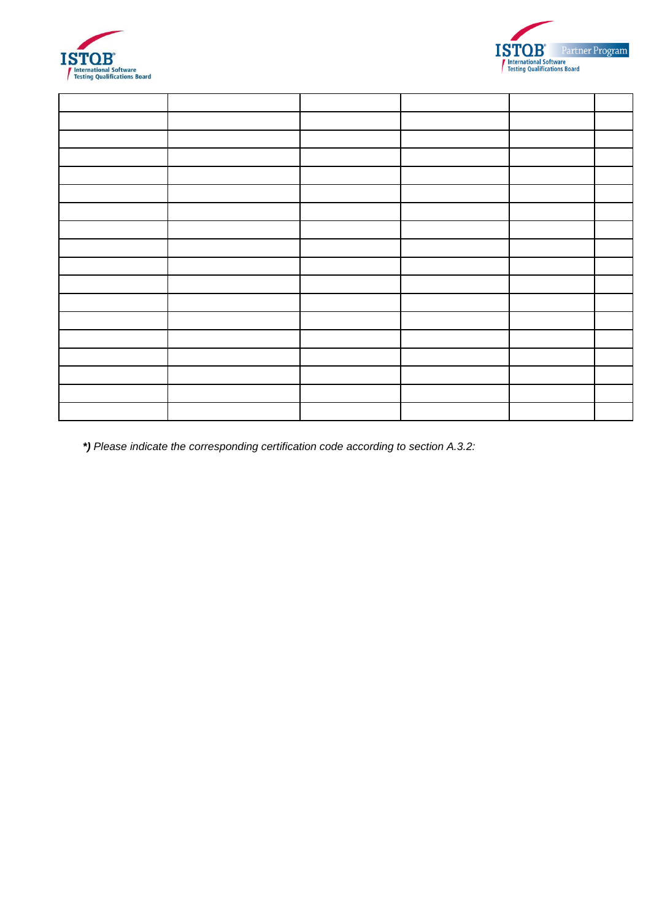| | | | | | |
|---|---|---|---|---|---|
| | | | | | |
| | | | | | |
| | | | | | |
| | | | | | |
| | | | | | |
| | | | | | |
| | | | | | |
| | | | | | |
| | | | | | |
| | | | | | |
| | | | | | |
| | | | | | |
| | | | | | |
| | | | | | |
| | | | | | |
| | | | | | |
| | | | | | |

***)** *Please indicate the corresponding certification code according to section A.3.2:*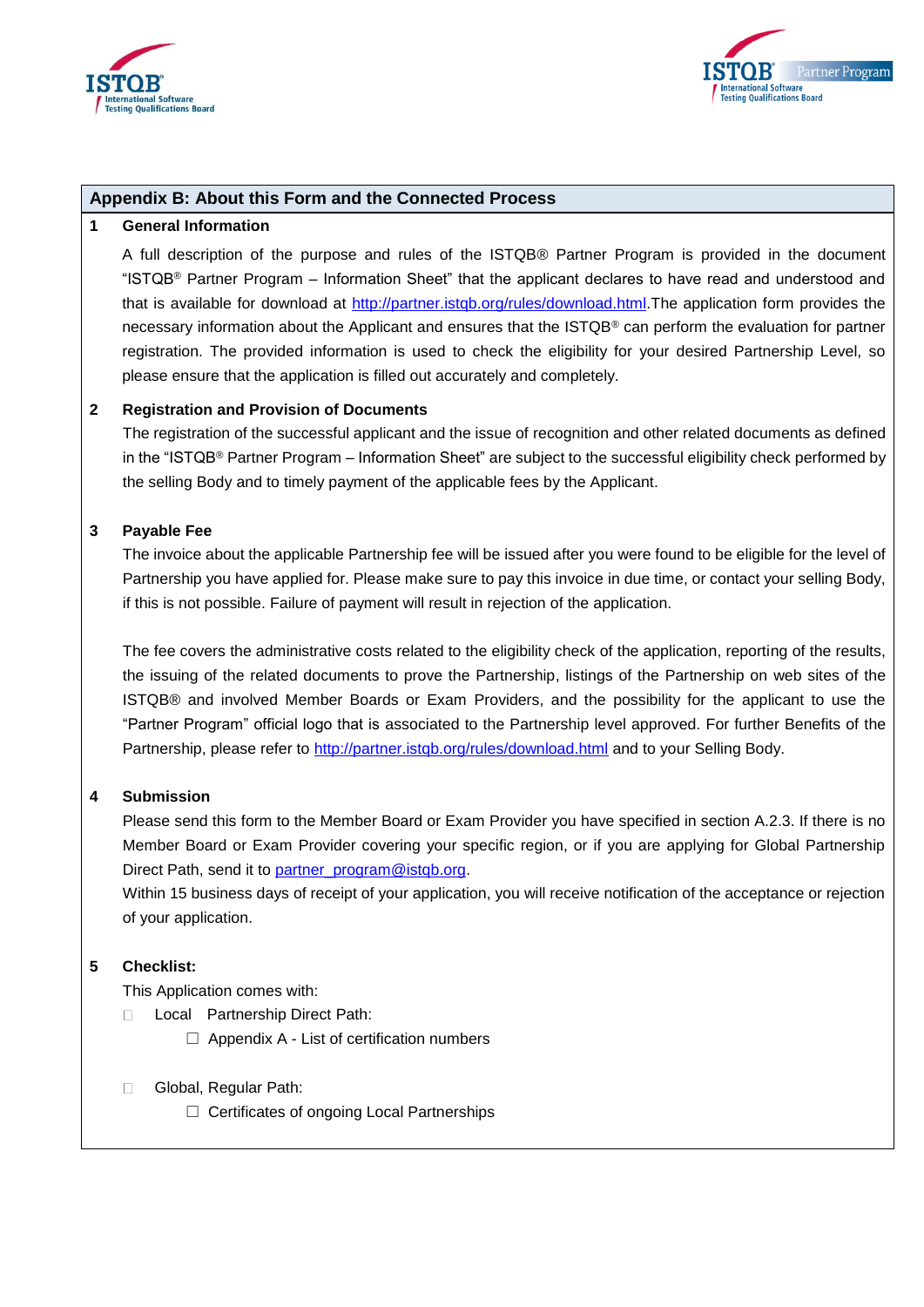## Appendix B: About this Form and the Connected Process

### 1 General Information

A full description of the purpose and rules of the ISTQB® Partner Program is provided in the document "ISTQB® Partner Program – Information Sheet" that the applicant declares to have read and understood and that is available for download at http://partner.istqb.org/rules/download.html.The application form provides the necessary information about the Applicant and ensures that the ISTQB® can perform the evaluation for partner registration. The provided information is used to check the eligibility for your desired Partnership Level, so please ensure that the application is filled out accurately and completely.

### 2 Registration and Provision of Documents

The registration of the successful applicant and the issue of recognition and other related documents as defined in the "ISTQB® Partner Program – Information Sheet" are subject to the successful eligibility check performed by the selling Body and to timely payment of the applicable fees by the Applicant.

### 3 Payable Fee

The invoice about the applicable Partnership fee will be issued after you were found to be eligible for the level of Partnership you have applied for. Please make sure to pay this invoice in due time, or contact your selling Body, if this is not possible. Failure of payment will result in rejection of the application.

The fee covers the administrative costs related to the eligibility check of the application, reporting of the results, the issuing of the related documents to prove the Partnership, listings of the Partnership on web sites of the ISTQB® and involved Member Boards or Exam Providers, and the possibility for the applicant to use the "Partner Program" official logo that is associated to the Partnership level approved. For further Benefits of the Partnership, please refer to http://partner.istqb.org/rules/download.html and to your Selling Body.

### 4 Submission

Please send this form to the Member Board or Exam Provider you have specified in section A.2.3. If there is no Member Board or Exam Provider covering your specific region, or if you are applying for Global Partnership Direct Path, send it to partner_program@istqb.org.

Within 15 business days of receipt of your application, you will receive notification of the acceptance or rejection of your application.

### 5 Checklist:

This Application comes with:

- ☐ Local Partnership Direct Path:
  - ☐ Appendix A - List of certification numbers
- ☐ Global, Regular Path:
  - ☐ Certificates of ongoing Local Partnerships